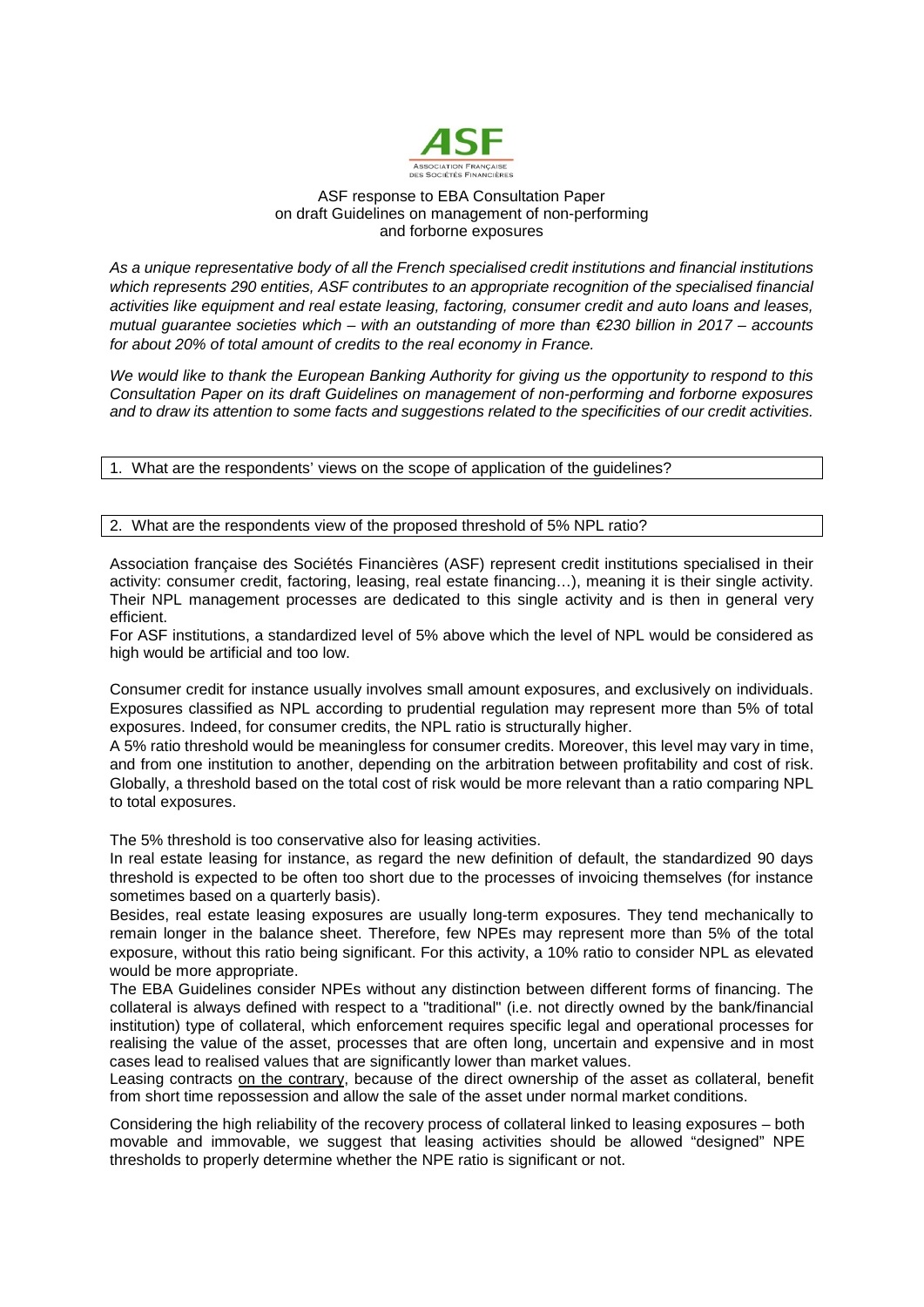ASF
ASSOCIATION FRANÇAISE DES SOCIÉTÉS FINANCIÈRES

ASF response to EBA Consultation Paper on draft Guidelines on management of non-performing and forborne exposures

*As a unique representative body of all the French specialised credit institutions and financial institutions which represents 290 entities, ASF contributes to an appropriate recognition of the specialised financial activities like equipment and real estate leasing, factoring, consumer credit and auto loans and leases, mutual guarantee societies which – with an outstanding of more than €230 billion in 2017 – accounts for about 20% of total amount of credits to the real economy in France.*

*We would like to thank the European Banking Authority for giving us the opportunity to respond to this Consultation Paper on its draft Guidelines on management of non-performing and forborne exposures and to draw its attention to some facts and suggestions related to the specificities of our credit activities.*

| 1. What are the respondents' views on the scope of application of the guidelines? |
|---|

| 2. What are the respondents view of the proposed threshold of 5% NPL ratio? |
|---|

Association française des Sociétés Financières (ASF) represent credit institutions specialised in their activity: consumer credit, factoring, leasing, real estate financing…), meaning it is their single activity. Their NPL management processes are dedicated to this single activity and is then in general very efficient.

For ASF institutions, a standardized level of 5% above which the level of NPL would be considered as high would be artificial and too low.

Consumer credit for instance usually involves small amount exposures, and exclusively on individuals. Exposures classified as NPL according to prudential regulation may represent more than 5% of total exposures. Indeed, for consumer credits, the NPL ratio is structurally higher.

A 5% ratio threshold would be meaningless for consumer credits. Moreover, this level may vary in time, and from one institution to another, depending on the arbitration between profitability and cost of risk. Globally, a threshold based on the total cost of risk would be more relevant than a ratio comparing NPL to total exposures.

The 5% threshold is too conservative also for leasing activities.

In real estate leasing for instance, as regard the new definition of default, the standardized 90 days threshold is expected to be often too short due to the processes of invoicing themselves (for instance sometimes based on a quarterly basis).

Besides, real estate leasing exposures are usually long-term exposures. They tend mechanically to remain longer in the balance sheet. Therefore, few NPEs may represent more than 5% of the total exposure, without this ratio being significant. For this activity, a 10% ratio to consider NPL as elevated would be more appropriate.

The EBA Guidelines consider NPEs without any distinction between different forms of financing. The collateral is always defined with respect to a "traditional" (i.e. not directly owned by the bank/financial institution) type of collateral, which enforcement requires specific legal and operational processes for realising the value of the asset, processes that are often long, uncertain and expensive and in most cases lead to realised values that are significantly lower than market values.

Leasing contracts <u>on the contrary</u>, because of the direct ownership of the asset as collateral, benefit from short time repossession and allow the sale of the asset under normal market conditions.

Considering the high reliability of the recovery process of collateral linked to leasing exposures – both movable and immovable, we suggest that leasing activities should be allowed "designed" NPE thresholds to properly determine whether the NPE ratio is significant or not.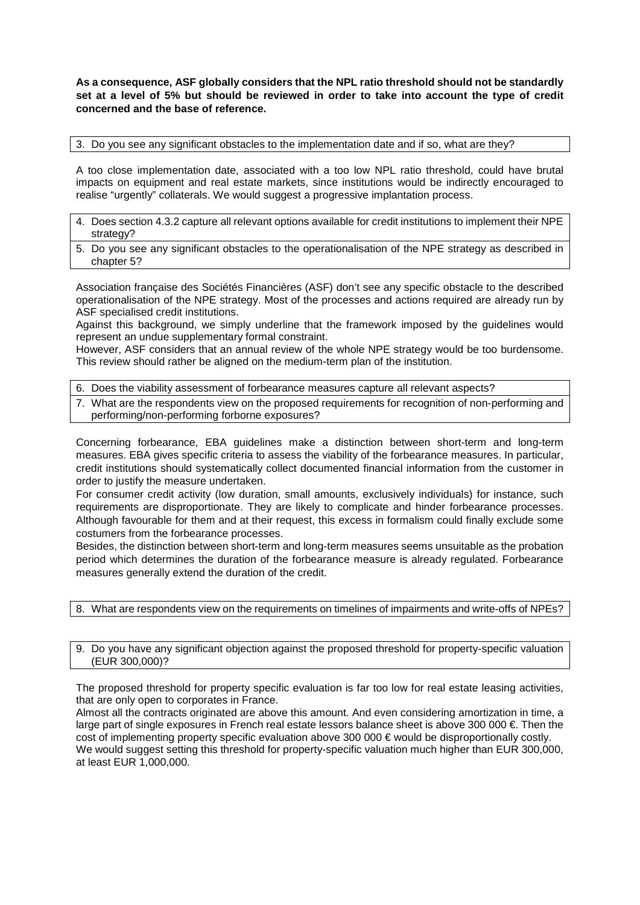**As a consequence, ASF globally considers that the NPL ratio threshold should not be standardly set at a level of 5% but should be reviewed in order to take into account the type of credit concerned and the base of reference.**

3. Do you see any significant obstacles to the implementation date and if so, what are they?

A too close implementation date, associated with a too low NPL ratio threshold, could have brutal impacts on equipment and real estate markets, since institutions would be indirectly encouraged to realise "urgently" collaterals. We would suggest a progressive implantation process.

4. Does section 4.3.2 capture all relevant options available for credit institutions to implement their NPE strategy?
5. Do you see any significant obstacles to the operationalisation of the NPE strategy as described in chapter 5?

Association française des Sociétés Financières (ASF) don't see any specific obstacle to the described operationalisation of the NPE strategy. Most of the processes and actions required are already run by ASF specialised credit institutions.
Against this background, we simply underline that the framework imposed by the guidelines would represent an undue supplementary formal constraint.
However, ASF considers that an annual review of the whole NPE strategy would be too burdensome. This review should rather be aligned on the medium-term plan of the institution.

6. Does the viability assessment of forbearance measures capture all relevant aspects?
7. What are the respondents view on the proposed requirements for recognition of non-performing and performing/non-performing forborne exposures?

Concerning forbearance, EBA guidelines make a distinction between short-term and long-term measures. EBA gives specific criteria to assess the viability of the forbearance measures. In particular, credit institutions should systematically collect documented financial information from the customer in order to justify the measure undertaken.
For consumer credit activity (low duration, small amounts, exclusively individuals) for instance, such requirements are disproportionate. They are likely to complicate and hinder forbearance processes. Although favourable for them and at their request, this excess in formalism could finally exclude some costumers from the forbearance processes.
Besides, the distinction between short-term and long-term measures seems unsuitable as the probation period which determines the duration of the forbearance measure is already regulated. Forbearance measures generally extend the duration of the credit.

8. What are respondents view on the requirements on timelines of impairments and write-offs of NPEs?

9. Do you have any significant objection against the proposed threshold for property-specific valuation (EUR 300,000)?

The proposed threshold for property specific evaluation is far too low for real estate leasing activities, that are only open to corporates in France.
Almost all the contracts originated are above this amount. And even considering amortization in time, a large part of single exposures in French real estate lessors balance sheet is above 300 000 €. Then the cost of implementing property specific evaluation above 300 000 € would be disproportionally costly.
We would suggest setting this threshold for property-specific valuation much higher than EUR 300,000, at least EUR 1,000,000.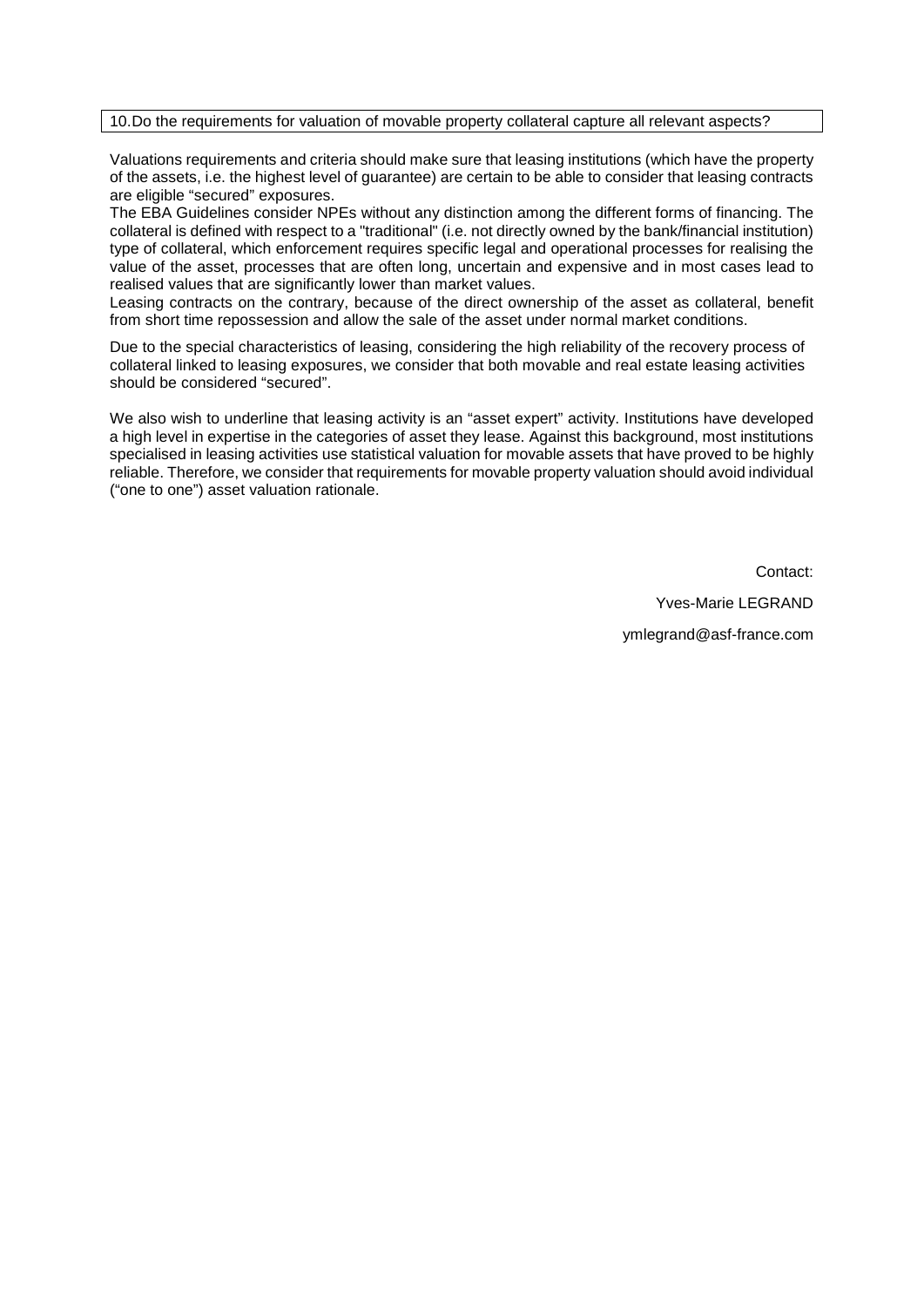10.Do the requirements for valuation of movable property collateral capture all relevant aspects?

Valuations requirements and criteria should make sure that leasing institutions (which have the property of the assets, i.e. the highest level of guarantee) are certain to be able to consider that leasing contracts are eligible "secured" exposures.
The EBA Guidelines consider NPEs without any distinction among the different forms of financing. The collateral is defined with respect to a "traditional" (i.e. not directly owned by the bank/financial institution) type of collateral, which enforcement requires specific legal and operational processes for realising the value of the asset, processes that are often long, uncertain and expensive and in most cases lead to realised values that are significantly lower than market values.
Leasing contracts on the contrary, because of the direct ownership of the asset as collateral, benefit from short time repossession and allow the sale of the asset under normal market conditions.

Due to the special characteristics of leasing, considering the high reliability of the recovery process of collateral linked to leasing exposures, we consider that both movable and real estate leasing activities should be considered "secured".

We also wish to underline that leasing activity is an "asset expert" activity. Institutions have developed a high level in expertise in the categories of asset they lease. Against this background, most institutions specialised in leasing activities use statistical valuation for movable assets that have proved to be highly reliable. Therefore, we consider that requirements for movable property valuation should avoid individual ("one to one") asset valuation rationale.

Contact:

Yves-Marie LEGRAND

ymlegrand@asf-france.com